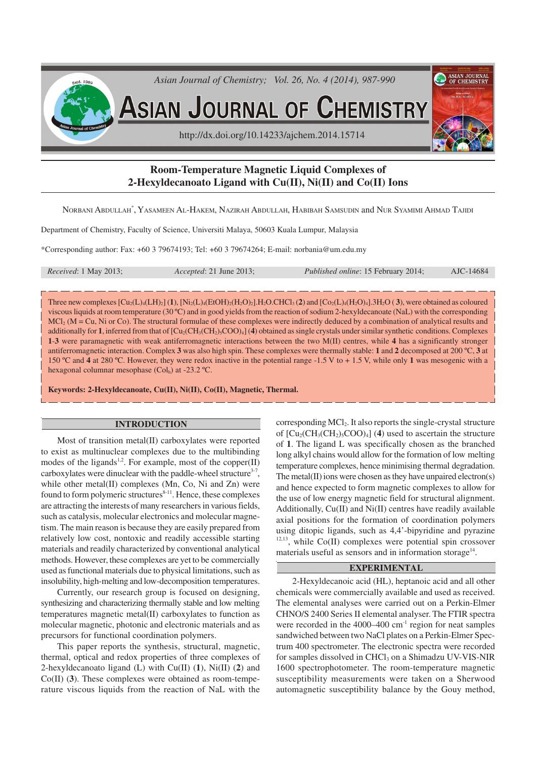# Room-Temperature Magnetic Liquid Complexes of 2-Hexyldecanoato Ligand with Cu(II), Ni(II) and Co(II) Ions

NORBANI ABDULLAH*, YASAMEEN AL-HAKEM, NAZIRAH ABDULLAH, HABIBAH SAMSUDIN and NUR SYAMIMI AHMAD TAJIDI

Department of Chemistry, Faculty of Science, Universiti Malaya, 50603 Kuala Lumpur, Malaysia

*Corresponding author: Fax: +60 3 79674193; Tel: +60 3 79674264; E-mail: norbania@um.edu.my

*Received*: 1 May 2013; *Accepted*: 21 June 2013; *Published online*: 15 February 2014; AJC-14684

Three new complexes $[Cu_2(L)_4(LH)_2]$ (**1**), $[Ni_2(L)_4(EtOH)_2(H_2O)_2].H_2O.CHCl_3$ (**2**) and $[Co_2(L)_4(H_2O)_4].3H_2O$ (**3**), were obtained as coloured viscous liquids at room temperature (30 ºC) and in good yields from the reaction of sodium 2-hexyldecanoate (NaL) with the corresponding $MCl_2$ (M = Cu, Ni or Co). The structural formulae of these complexes were indirectly deduced by a combination of analytical results and additionally for **1**, inferred from that of $[Cu_2(CH_3(CH_2)_5COO)_4]$ (**4**) obtained as single crystals under similar synthetic conditions. Complexes **1**-**3** were paramagnetic with weak antiferromagnetic interactions between the two M(II) centres, while **4** has a significantly stronger antiferromagnetic interaction. Complex **3** was also high spin. These complexes were thermally stable: **1** and **2** decomposed at 200 ºC, **3** at 150 ºC and **4** at 280 ºC. However, they were redox inactive in the potential range -1.5 V to + 1.5 V, while only **1** was mesogenic with a hexagonal columnar mesophase ($Col_h$) at -23.2 ºC.

**Keywords: 2-Hexyldecanoate, Cu(II), Ni(II), Co(II), Magnetic, Thermal.**

## INTRODUCTION

Most of transition metal(II) carboxylates were reported to exist as multinuclear complexes due to the multibinding modes of the ligands[1,2]. For example, most of the copper(II) carboxylates were dinuclear with the paddle-wheel structure[3-7], while other metal(II) complexes (Mn, Co, Ni and Zn) were found to form polymeric structures[8-11]. Hence, these complexes are attracting the interests of many researchers in various fields, such as catalysis, molecular electronics and molecular magnetism. The main reason is because they are easily prepared from relatively low cost, nontoxic and readily accessible starting materials and readily characterized by conventional analytical methods. However, these complexes are yet to be commercially used as functional materials due to physical limitations, such as insolubility, high-melting and low-decomposition temperatures.

Currently, our research group is focused on designing, synthesizing and characterizing thermally stable and low melting temperatures magnetic metal(II) carboxylates to function as molecular magnetic, photonic and electronic materials and as precursors for functional coordination polymers.

This paper reports the synthesis, structural, magnetic, thermal, optical and redox properties of three complexes of 2-hexyldecanoato ligand (L) with Cu(II) (**1**), Ni(II) (**2**) and Co(II) (**3**). These complexes were obtained as room-temperature viscous liquids from the reaction of NaL with the corresponding $MCl_2$. It also reports the single-crystal structure of $[Cu_2(CH_3(CH_2)_5COO)_4]$ (**4**) used to ascertain the structure of **1**. The ligand L was specifically chosen as the branched long alkyl chains would allow for the formation of low melting temperature complexes, hence minimising thermal degradation. The metal(II) ions were chosen as they have unpaired electron(s) and hence expected to form magnetic complexes to allow for the use of low energy magnetic field for structural alignment. Additionally, Cu(II) and Ni(II) centres have readily available axial positions for the formation of coordination polymers using ditopic ligands, such as 4,4'-bipyridine and pyrazine [12,13], while Co(II) complexes were potential spin crossover materials useful as sensors and in information storage[14].

## EXPERIMENTAL

2-Hexyldecanoic acid (HL), heptanoic acid and all other chemicals were commercially available and used as received. The elemental analyses were carried out on a Perkin-Elmer CHNO/S 2400 Series II elemental analyser. The FTIR spectra were recorded in the 4000–400 $cm^{-1}$ region for neat samples sandwiched between two NaCl plates on a Perkin-Elmer Spectrum 400 spectrometer. The electronic spectra were recorded for samples dissolved in $CHCl_3$ on a Shimadzu UV-VIS-NIR 1600 spectrophotometer. The room-temperature magnetic susceptibility measurements were taken on a Sherwood automagnetic susceptibility balance by the Gouy method,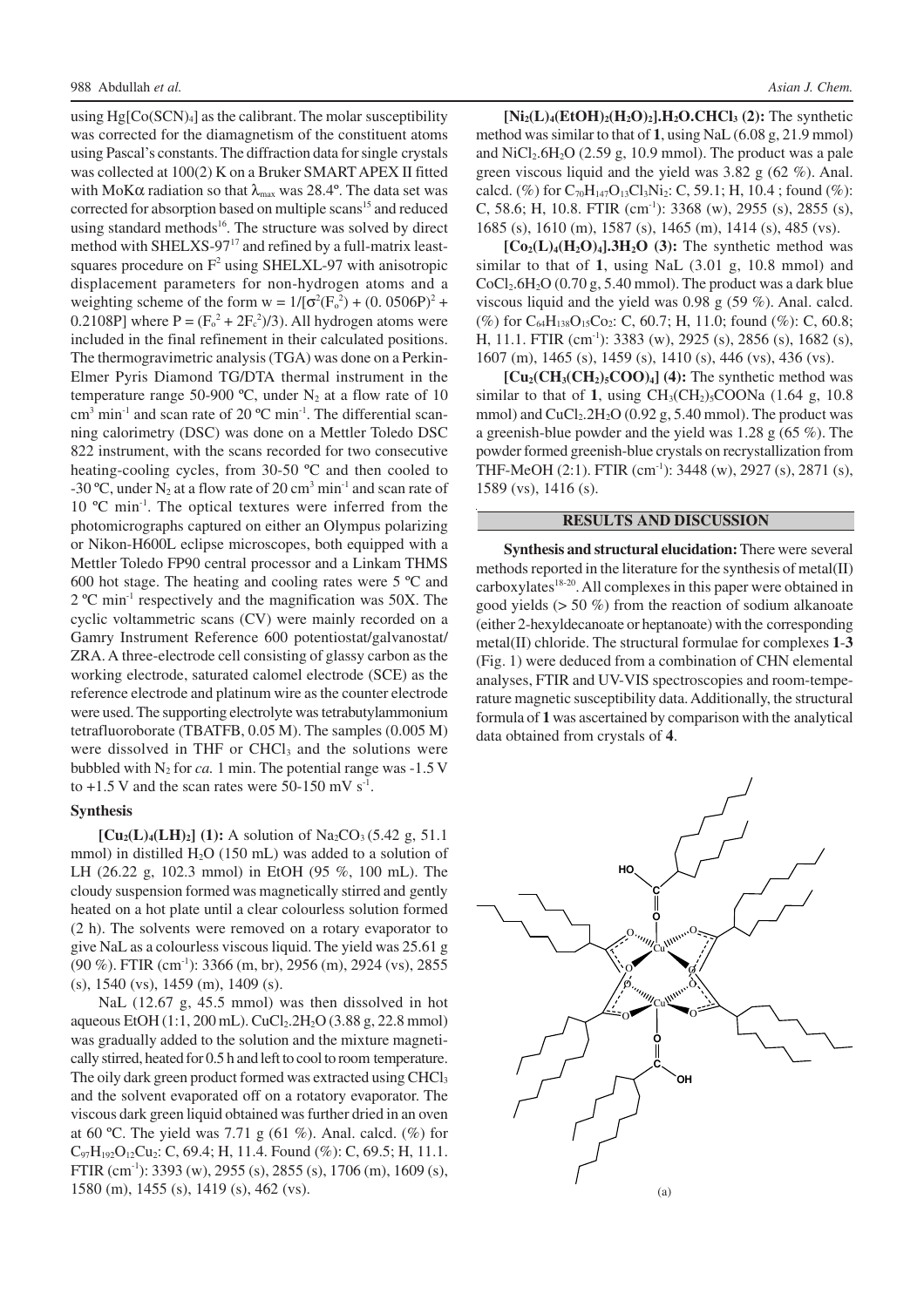using $Hg[Co(SCN)_4]$ as the calibrant. The molar susceptibility was corrected for the diamagnetism of the constituent atoms using Pascal's constants. The diffraction data for single crystals was collected at 100(2) K on a Bruker SMART APEX II fitted with MoKα radiation so that $\lambda_{max}$ was 28.4º. The data set was corrected for absorption based on multiple scans[15] and reduced using standard methods[16]. The structure was solved by direct method with SHELXS-97[17] and refined by a full-matrix least-squares procedure on $F^2$ using SHELXL-97 with anisotropic displacement parameters for non-hydrogen atoms and a weighting scheme of the form $w = 1/[\sigma^2(F_o^2) + (0.0506P)^2 + 0.2108P]$ where $P = (F_o^2 + 2F_c^2)/3$). All hydrogen atoms were included in the final refinement in their calculated positions. The thermogravimetric analysis (TGA) was done on a Perkin-Elmer Pyris Diamond TG/DTA thermal instrument in the temperature range 50-900 ºC, under $N_2$ at a flow rate of 10 $cm^3$ $min^{-1}$ and scan rate of 20 ºC $min^{-1}$. The differential scanning calorimetry (DSC) was done on a Mettler Toledo DSC 822 instrument, with the scans recorded for two consecutive heating-cooling cycles, from 30-50 ºC and then cooled to -30 ºC, under $N_2$ at a flow rate of 20 $cm^3$ $min^{-1}$ and scan rate of 10 ºC $min^{-1}$. The optical textures were inferred from the photomicrographs captured on either an Olympus polarizing or Nikon-H600L eclipse microscopes, both equipped with a Mettler Toledo FP90 central processor and a Linkam THMS 600 hot stage. The heating and cooling rates were 5 ºC and 2 ºC $min^{-1}$ respectively and the magnification was 50X. The cyclic voltammetric scans (CV) were mainly recorded on a Gamry Instrument Reference 600 potentiostat/galvanostat/ZRA. A three-electrode cell consisting of glassy carbon as the working electrode, saturated calomel electrode (SCE) as the reference electrode and platinum wire as the counter electrode were used. The supporting electrolyte was tetrabutylammonium tetrafluoroborate (TBATFB, 0.05 M). The samples (0.005 M) were dissolved in THF or $CHCl_3$ and the solutions were bubbled with $N_2$ for *ca.* 1 min. The potential range was -1.5 V to +1.5 V and the scan rates were 50-150 mV $s^{-1}$.

### Synthesis

**$[Cu_2(L)_4(LH)_2]$ (1):** A solution of $Na_2CO_3$ (5.42 g, 51.1 mmol) in distilled $H_2O$ (150 mL) was added to a solution of LH (26.22 g, 102.3 mmol) in EtOH (95 %, 100 mL). The cloudy suspension formed was magnetically stirred and gently heated on a hot plate until a clear colourless solution formed (2 h). The solvents were removed on a rotary evaporator to give NaL as a colourless viscous liquid. The yield was 25.61 g (90 %). FTIR ($cm^{-1}$): 3366 (m, br), 2956 (m), 2924 (vs), 2855 (s), 1540 (vs), 1459 (m), 1409 (s).

NaL (12.67 g, 45.5 mmol) was then dissolved in hot aqueous EtOH (1:1, 200 mL). $CuCl_2.2H_2O$ (3.88 g, 22.8 mmol) was gradually added to the solution and the mixture magnetically stirred, heated for 0.5 h and left to cool to room temperature. The oily dark green product formed was extracted using $CHCl_3$ and the solvent evaporated off on a rotatory evaporator. The viscous dark green liquid obtained was further dried in an oven at 60 ºC. The yield was 7.71 g (61 %). Anal. calcd. (%) for $C_{97}H_{192}O_{12}Cu_2$: C, 69.4; H, 11.4. Found (%): C, 69.5; H, 11.1. FTIR ($cm^{-1}$): 3393 (w), 2955 (s), 2855 (s), 1706 (m), 1609 (s), 1580 (m), 1455 (s), 1419 (s), 462 (vs).

**$[Ni_2(L)_4(EtOH)_2(H_2O)_2].H_2O.CHCl_3$ (2):** The synthetic method was similar to that of **1**, using NaL (6.08 g, 21.9 mmol) and $NiCl_2.6H_2O$ (2.59 g, 10.9 mmol). The product was a pale green viscous liquid and the yield was 3.82 g (62 %). Anal. calcd. (%) for $C_{70}H_{147}O_{13}Cl_3Ni_2$: C, 59.1; H, 10.4 ; found (%): C, 58.6; H, 10.8. FTIR ($cm^{-1}$): 3368 (w), 2955 (s), 2855 (s), 1685 (s), 1610 (m), 1587 (s), 1465 (m), 1414 (s), 485 (vs).

**$[Co_2(L)_4(H_2O)_4].3H_2O$ (3):** The synthetic method was similar to that of **1**, using NaL (3.01 g, 10.8 mmol) and $CoCl_2.6H_2O$ (0.70 g, 5.40 mmol). The product was a dark blue viscous liquid and the yield was 0.98 g (59 %). Anal. calcd. (%) for $C_{64}H_{138}O_{15}Co_2$: C, 60.7; H, 11.0; found (%): C, 60.8; H, 11.1. FTIR ($cm^{-1}$): 3383 (w), 2925 (s), 2856 (s), 1682 (s), 1607 (m), 1465 (s), 1459 (s), 1410 (s), 446 (vs), 436 (vs).

**$[Cu_2(CH_3(CH_2)_5COO)_4]$ (4):** The synthetic method was similar to that of **1**, using $CH_3(CH_2)_5COONa$ (1.64 g, 10.8 mmol) and $CuCl_2.2H_2O$ (0.92 g, 5.40 mmol). The product was a greenish-blue powder and the yield was 1.28 g (65 %). The powder formed greenish-blue crystals on recrystallization from THF-MeOH (2:1). FTIR ($cm^{-1}$): 3448 (w), 2927 (s), 2871 (s), 1589 (vs), 1416 (s).

## RESULTS AND DISCUSSION

**Synthesis and structural elucidation:** There were several methods reported in the literature for the synthesis of metal(II) carboxylates[18-20]. All complexes in this paper were obtained in good yields (> 50 %) from the reaction of sodium alkanoate (either 2-hexyldecanoate or heptanoate) with the corresponding metal(II) chloride. The structural formulae for complexes **1**-**3** (Fig. 1) were deduced from a combination of CHN elemental analyses, FTIR and UV-VIS spectroscopies and room-temperature magnetic susceptibility data. Additionally, the structural formula of **1** was ascertained by comparison with the analytical data obtained from crystals of **4**.

(a)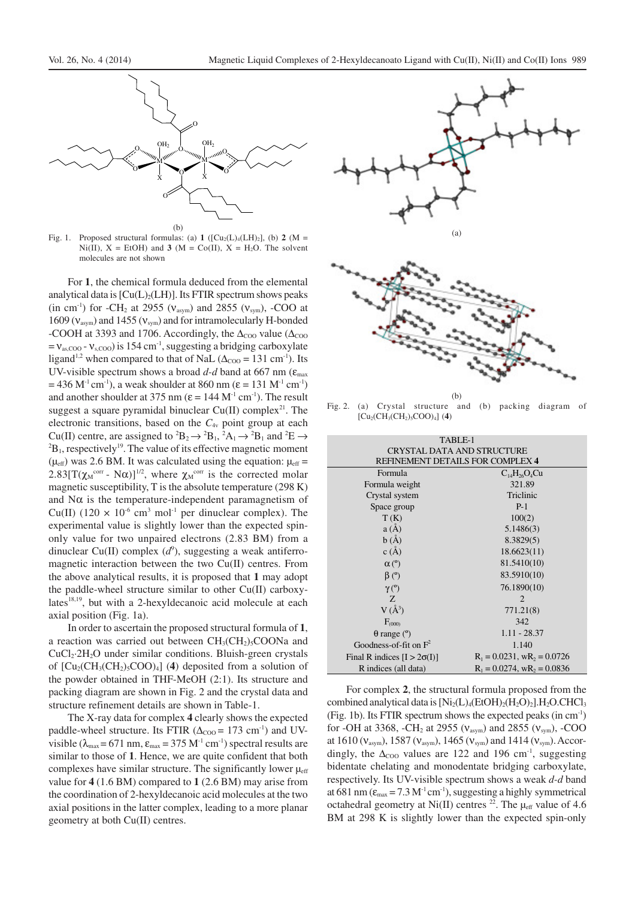(b)

Fig. 1. Proposed structural formulas: (a) **1** ($[Cu_2(L)_4(LH)_2]$, (b) **2** (M = Ni(II), X = EtOH) and **3** (M = Co(II), X = $H_2O$. The solvent molecules are not shown

For **1**, the chemical formula deduced from the elemental analytical data is $[Cu(L)_2(LH)]$. Its FTIR spectrum shows peaks (in $cm^{-1}$) for $-CH_2$ at 2955 ($\nu_{asym}$) and 2855 ($\nu_{sym}$), -COO at 1609 ($\nu_{asym}$) and 1455 ($\nu_{sym}$) and for intramolecularly H-bonded -COOH at 3393 and 1706. Accordingly, the $\Delta_{COO}$ value ($\Delta_{COO} = \nu_{as,COO} - \nu_{s,COO}$) is 154 $cm^{-1}$, suggesting a bridging carboxylate ligand[1,2] when compared to that of NaL ($\Delta_{COO}$ = 131 $cm^{-1}$). Its UV-visible spectrum shows a broad *d-d* band at 667 nm ($\varepsilon_{max}$ = 436 $M^{-1} cm^{-1}$), a weak shoulder at 860 nm ($\varepsilon$ = 131 $M^{-1} cm^{-1}$) and another shoulder at 375 nm ($\varepsilon$ = 144 $M^{-1} cm^{-1}$). The result suggest a square pyramidal binuclear Cu(II) complex[21]. The electronic transitions, based on the $C_{4v}$ point group at each Cu(II) centre, are assigned to ${}^2B_2 \rightarrow {}^2B_1$, ${}^2A_1 \rightarrow {}^2B_1$ and ${}^2E \rightarrow {}^2B_1$, respectively[19]. The value of its effective magnetic moment ($\mu_{eff}$) was 2.6 BM. It was calculated using the equation: $\mu_{eff} = 2.83[T(\chi_M^{corr} - N\alpha)]^{1/2}$, where $\chi_M^{corr}$ is the corrected molar magnetic susceptibility, T is the absolute temperature (298 K) and $N\alpha$ is the temperature-independent paramagnetism of Cu(II) ($120 \times 10^{-6}$ $cm^3$ $mol^{-1}$ per dinuclear complex). The experimental value is slightly lower than the expected spin-only value for two unpaired electrons (2.83 BM) from a dinuclear Cu(II) complex ($d^9$), suggesting a weak antiferromagnetic interaction between the two Cu(II) centres. From the above analytical results, it is proposed that **1** may adopt the paddle-wheel structure similar to other Cu(II) carboxylates[18,19], but with a 2-hexyldecanoic acid molecule at each axial position (Fig. 1a).

In order to ascertain the proposed structural formula of **1**, a reaction was carried out between $CH_3(CH_2)_5COONa$ and $CuCl_2 \cdot 2H_2O$ under similar conditions. Bluish-green crystals of $[Cu_2(CH_3(CH_2)_5COO)_4]$ (**4**) deposited from a solution of the powder obtained in THF-MeOH (2:1). Its structure and packing diagram are shown in Fig. 2 and the crystal data and structure refinement details are shown in Table-1.

The X-ray data for complex **4** clearly shows the expected paddle-wheel structure. Its FTIR ($\Delta_{COO}$ = 173 $cm^{-1}$) and UV-visible ($\lambda_{max}$ = 671 nm, $\varepsilon_{max}$ = 375 $M^{-1} cm^{-1}$) spectral results are similar to those of **1**. Hence, we are quite confident that both complexes have similar structure. The significantly lower $\mu_{eff}$ value for **4** (1.6 BM) compared to **1** (2.6 BM) may arise from the coordination of 2-hexyldecanoic acid molecules at the two axial positions in the latter complex, leading to a more planar geometry at both Cu(II) centres.

(a)

(b)

Fig. 2. (a) Crystal structure and (b) packing diagram of $[Cu_2(CH_3(CH_2)_5COO)_4]$ (**4**)

TABLE-1
CRYSTAL DATA AND STRUCTURE REFINEMENT DETAILS FOR COMPLEX **4**

| | |
|---|---|
| Formula | $C_{14}H_{26}O_4Cu$ |
| Formula weight | 321.89 |
| Crystal system | Triclinic |
| Space group | P-1 |
| T (K) | 100(2) |
| a (Å) | 5.1486(3) |
| b (Å) | 8.3829(5) |
| c (Å) | 18.6623(11) |
| α (°) | 81.5410(10) |
| β (°) | 83.5910(10) |
| γ (°) | 76.1890(10) |
| Z | 2 |
| V (Å$^3$) | 771.21(8) |
| $F_{(000)}$ | 342 |
| θ range (°) | 1.11 - 28.37 |
| Goodness-of-fit on $F^2$ | 1.140 |
| Final R indices [$I > 2\sigma(I)$] | $R_1$ = 0.0231, $wR_2$ = 0.0726 |
| R indices (all data) | $R_1$ = 0.0274, $wR_2$ = 0.0836 |

For complex **2**, the structural formula proposed from the combined analytical data is $[Ni_2(L)_4(EtOH)_2(H_2O)_2].H_2O.CHCl_3$ (Fig. 1b). Its FTIR spectrum shows the expected peaks (in $cm^{-1}$) for -OH at 3368, $-CH_2$ at 2955 ($\nu_{asym}$) and 2855 ($\nu_{sym}$), -COO at 1610 ($\nu_{asym}$), 1587 ($\nu_{asym}$), 1465 ($\nu_{sym}$) and 1414 ($\nu_{sym}$). Accordingly, the $\Delta_{COO}$ values are 122 and 196 $cm^{-1}$, suggesting bidentate chelating and monodentate bridging carboxylate, respectively. Its UV-visible spectrum shows a weak *d-d* band at 681 nm ($\varepsilon_{max}$ = 7.3 $M^{-1} cm^{-1}$), suggesting a highly symmetrical octahedral geometry at Ni(II) centres [22]. The $\mu_{eff}$ value of 4.6 BM at 298 K is slightly lower than the expected spin-only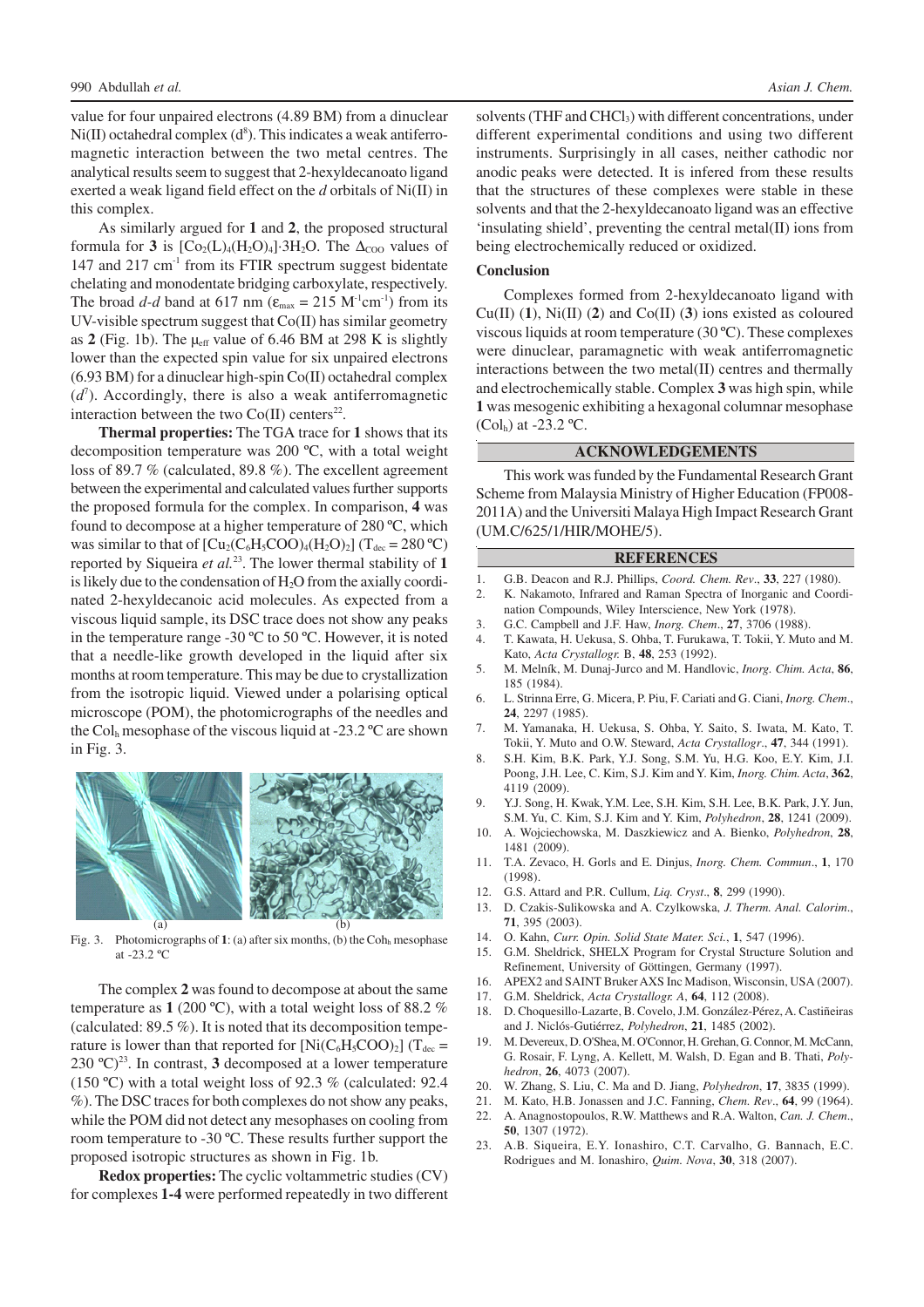value for four unpaired electrons (4.89 BM) from a dinuclear Ni(II) octahedral complex ($d^8$). This indicates a weak antiferromagnetic interaction between the two metal centres. The analytical results seem to suggest that 2-hexyldecanoato ligand exerted a weak ligand field effect on the *d* orbitals of Ni(II) in this complex.

As similarly argued for **1** and **2**, the proposed structural formula for **3** is $[Co_2(L)_4(H_2O)_4]{\cdot}3H_2O$. The $\Delta_{COO}$ values of 147 and 217 $cm^{-1}$ from its FTIR spectrum suggest bidentate chelating and monodentate bridging carboxylate, respectively. The broad *d-d* band at 617 nm ($\varepsilon_{max}$ = 215 $M^{-1}cm^{-1}$) from its UV-visible spectrum suggest that Co(II) has similar geometry as **2** (Fig. 1b). The $\mu_{eff}$ value of 6.46 BM at 298 K is slightly lower than the expected spin value for six unpaired electrons (6.93 BM) for a dinuclear high-spin Co(II) octahedral complex ($d^7$). Accordingly, there is also a weak antiferromagnetic interaction between the two Co(II) centres[22].

**Thermal properties:** The TGA trace for **1** shows that its decomposition temperature was 200 ºC, with a total weight loss of 89.7 % (calculated, 89.8 %). The excellent agreement between the experimental and calculated values further supports the proposed formula for the complex. In comparison, **4** was found to decompose at a higher temperature of 280 ºC, which was similar to that of $[Cu_2(C_6H_5COO)_4(H_2O)_2]$ ($T_{dec}$ = 280 ºC) reported by Siqueira *et al.*[23]. The lower thermal stability of **1** is likely due to the condensation of $H_2O$ from the axially coordinated 2-hexyldecanoic acid molecules. As expected from a viscous liquid sample, its DSC trace does not show any peaks in the temperature range -30 ºC to 50 ºC. However, it is noted that a needle-like growth developed in the liquid after six months at room temperature. This may be due to crystallization from the isotropic liquid. Viewed under a polarising optical microscope (POM), the photomicrographs of the needles and the $Col_h$ mesophase of the viscous liquid at -23.2 ºC are shown in Fig. 3.

(a) (b)

Fig. 3. Photomicrographs of **1**: (a) after six months, (b) the $Coh_h$ mesophase at -23.2 ºC

The complex **2** was found to decompose at about the same temperature as **1** (200 ºC), with a total weight loss of 88.2 % (calculated: 89.5 %). It is noted that its decomposition temperature is lower than that reported for $[Ni(C_6H_5COO)_2]$ ($T_{dec}$ = 230 ºC)[23]. In contrast, **3** decomposed at a lower temperature (150 ºC) with a total weight loss of 92.3 % (calculated: 92.4 %). The DSC traces for both complexes do not show any peaks, while the POM did not detect any mesophases on cooling from room temperature to -30 ºC. These results further support the proposed isotropic structures as shown in Fig. 1b.

**Redox properties:** The cyclic voltammetric studies (CV) for complexes **1-4** were performed repeatedly in two different solvents (THF and $CHCl_3$) with different concentrations, under different experimental conditions and using two different instruments. Surprisingly in all cases, neither cathodic nor anodic peaks were detected. It is infered from these results that the structures of these complexes were stable in these solvents and that the 2-hexyldecanoato ligand was an effective 'insulating shield', preventing the central metal(II) ions from being electrochemically reduced or oxidized.

## Conclusion

Complexes formed from 2-hexyldecanoato ligand with Cu(II) (**1**), Ni(II) (**2**) and Co(II) (**3**) ions existed as coloured viscous liquids at room temperature (30 ºC). These complexes were dinuclear, paramagnetic with weak antiferromagnetic interactions between the two metal(II) centres and thermally and electrochemically stable. Complex **3** was high spin, while **1** was mesogenic exhibiting a hexagonal columnar mesophase ($Col_h$) at -23.2 ºC.

## ACKNOWLEDGEMENTS

This work was funded by the Fundamental Research Grant Scheme from Malaysia Ministry of Higher Education (FP008-2011A) and the Universiti Malaya High Impact Research Grant (UM.C/625/1/HIR/MOHE/5).

## REFERENCES

1. G.B. Deacon and R.J. Phillips, *Coord. Chem. Rev*., **33**, 227 (1980).
2. K. Nakamoto, Infrared and Raman Spectra of Inorganic and Coordination Compounds, Wiley Interscience, New York (1978).
3. G.C. Campbell and J.F. Haw, *Inorg. Chem*., **27**, 3706 (1988).
4. T. Kawata, H. Uekusa, S. Ohba, T. Furukawa, T. Tokii, Y. Muto and M. Kato, *Acta Crystallogr.* B, **48**, 253 (1992).
5. M. Melník, M. Dunaj-Jurco and M. Handlovic, *Inorg. Chim. Acta*, **86**, 185 (1984).
6. L. Strinna Erre, G. Micera, P. Piu, F. Cariati and G. Ciani, *Inorg. Chem*., **24**, 2297 (1985).
7. M. Yamanaka, H. Uekusa, S. Ohba, Y. Saito, S. Iwata, M. Kato, T. Tokii, Y. Muto and O.W. Steward, *Acta Crystallogr*., **47**, 344 (1991).
8. S.H. Kim, B.K. Park, Y.J. Song, S.M. Yu, H.G. Koo, E.Y. Kim, J.I. Poong, J.H. Lee, C. Kim, S.J. Kim and Y. Kim, *Inorg. Chim. Acta*, **362**, 4119 (2009).
9. Y.J. Song, H. Kwak, Y.M. Lee, S.H. Kim, S.H. Lee, B.K. Park, J.Y. Jun, S.M. Yu, C. Kim, S.J. Kim and Y. Kim, *Polyhedron*, **28**, 1241 (2009).
10. A. Wojciechowska, M. Daszkiewicz and A. Bienko, *Polyhedron*, **28**, 1481 (2009).
11. T.A. Zevaco, H. Gorls and E. Dinjus, *Inorg. Chem. Commun*., **1**, 170 (1998).
12. G.S. Attard and P.R. Cullum, *Liq. Cryst*., **8**, 299 (1990).
13. D. Czakis-Sulikowska and A. Czylkowska, *J. Therm. Anal. Calorim*., **71**, 395 (2003).
14. O. Kahn, *Curr. Opin. Solid State Mater. Sci.*, **1**, 547 (1996).
15. G.M. Sheldrick, SHELX Program for Crystal Structure Solution and Refinement, University of Göttingen, Germany (1997).
16. APEX2 and SAINT Bruker AXS Inc Madison, Wisconsin, USA (2007).
17. G.M. Sheldrick, *Acta Crystallogr. A*, **64**, 112 (2008).
18. D. Choquesillo-Lazarte, B. Covelo, J.M. González-Pérez, A. Castiñeiras and J. Niclós-Gutiérrez, *Polyhedron*, **21**, 1485 (2002).
19. M. Devereux, D. O'Shea, M. O'Connor, H. Grehan, G. Connor, M. McCann, G. Rosair, F. Lyng, A. Kellett, M. Walsh, D. Egan and B. Thati, *Polyhedron*, **26**, 4073 (2007).
20. W. Zhang, S. Liu, C. Ma and D. Jiang, *Polyhedron*, **17**, 3835 (1999).
21. M. Kato, H.B. Jonassen and J.C. Fanning, *Chem. Rev*., **64**, 99 (1964).
22. A. Anagnostopoulos, R.W. Matthews and R.A. Walton, *Can. J. Chem*., **50**, 1307 (1972).
23. A.B. Siqueira, E.Y. Ionashiro, C.T. Carvalho, G. Bannach, E.C. Rodrigues and M. Ionashiro, *Quim. Nova*, **30**, 318 (2007).